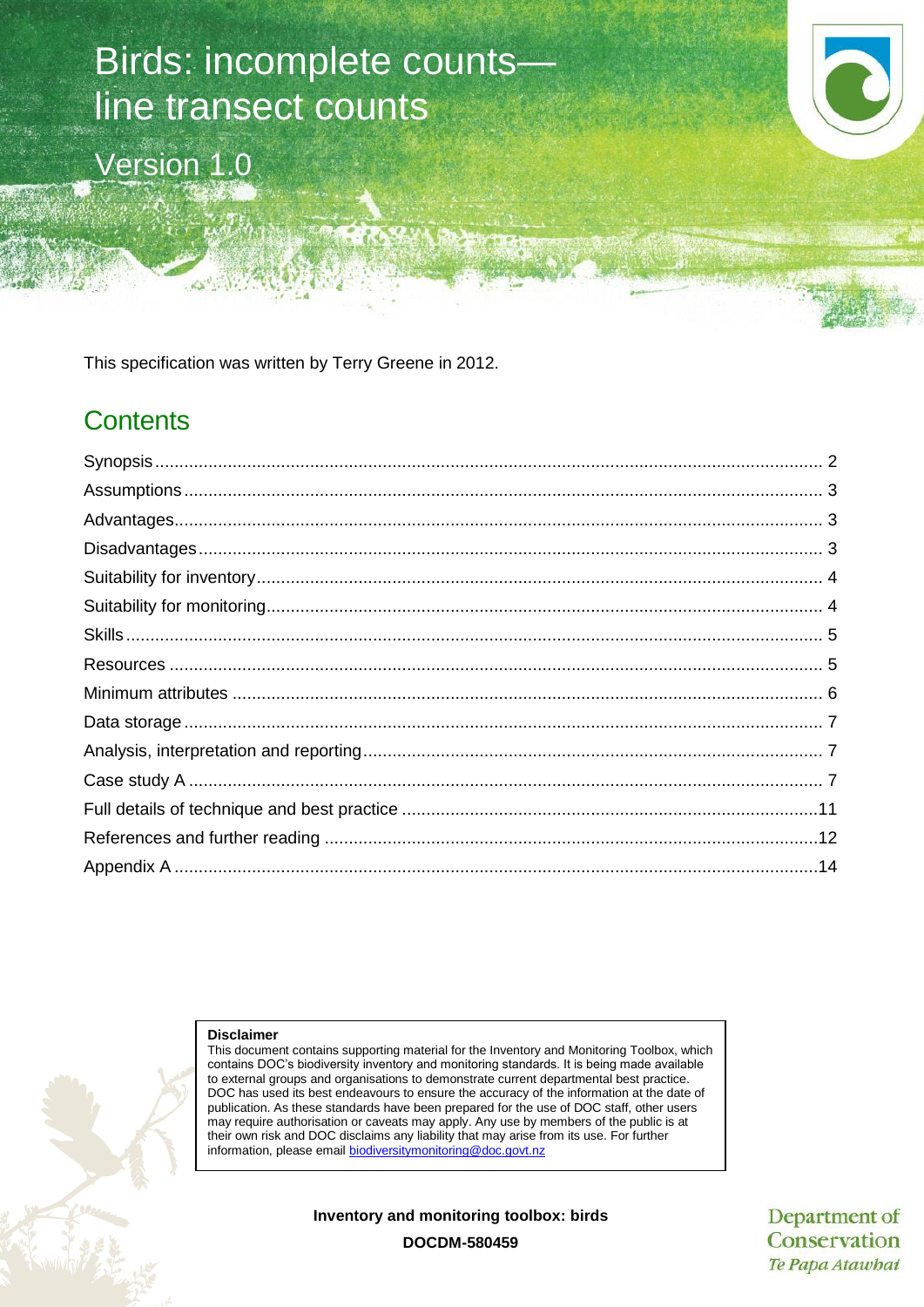# Birds: incomplete counts—line transect counts

Version 1.0

This specification was written by Terry Greene in 2012.

## Contents

Synopsis .......... 2
Assumptions .......... 3
Advantages .......... 3
Disadvantages .......... 3
Suitability for inventory .......... 4
Suitability for monitoring .......... 4
Skills .......... 5
Resources .......... 5
Minimum attributes .......... 6
Data storage .......... 7
Analysis, interpretation and reporting .......... 7
Case study A .......... 7
Full details of technique and best practice .......... 11
References and further reading .......... 12
Appendix A .......... 14

**Disclaimer**
This document contains supporting material for the Inventory and Monitoring Toolbox, which contains DOC's biodiversity inventory and monitoring standards. It is being made available to external groups and organisations to demonstrate current departmental best practice. DOC has used its best endeavours to ensure the accuracy of the information at the date of publication. As these standards have been prepared for the use of DOC staff, other users may require authorisation or caveats may apply. Any use by members of the public is at their own risk and DOC disclaims any liability that may arise from its use. For further information, please email biodiversitymonitoring@doc.govt.nz

**Inventory and monitoring toolbox: birds**

**DOCDM-580459**

Department of Conservation
*Te Papa Atawhai*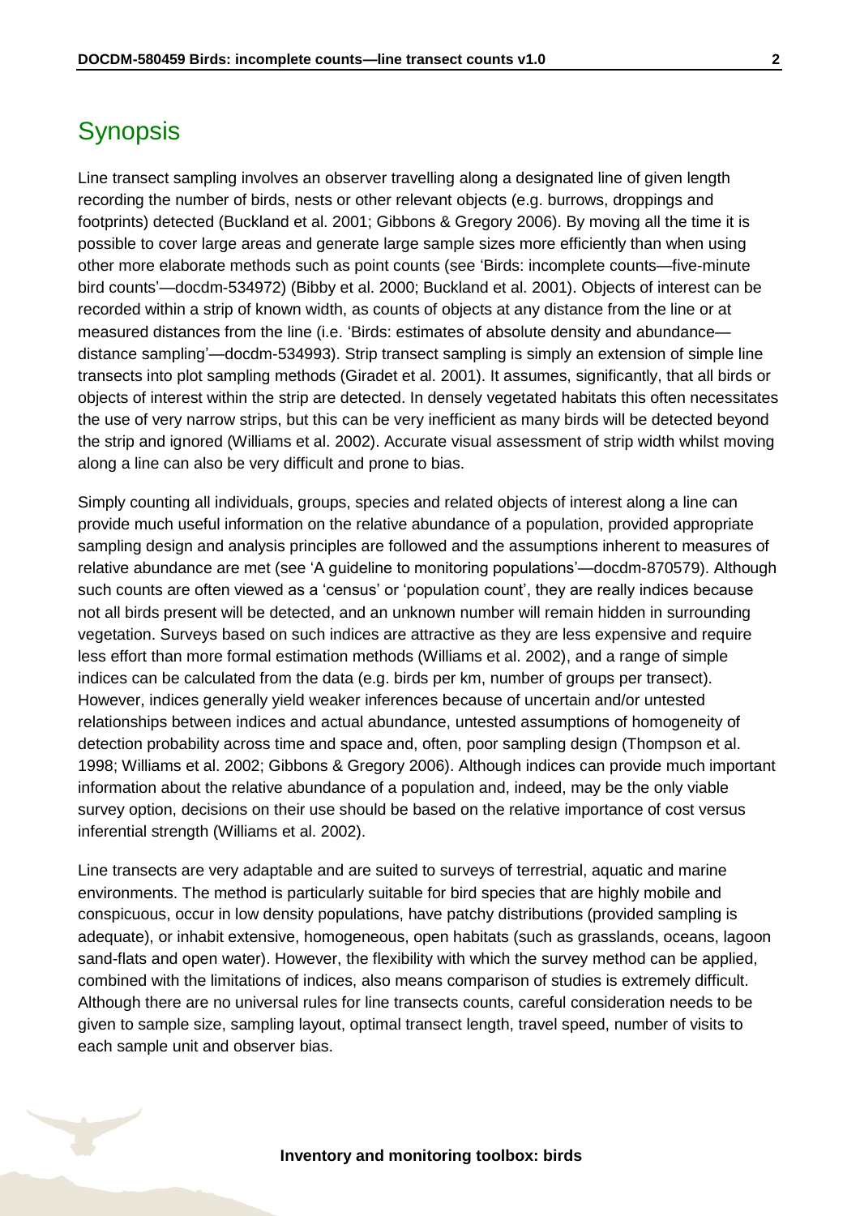# Synopsis

Line transect sampling involves an observer travelling along a designated line of given length recording the number of birds, nests or other relevant objects (e.g. burrows, droppings and footprints) detected (Buckland et al. 2001; Gibbons & Gregory 2006). By moving all the time it is possible to cover large areas and generate large sample sizes more efficiently than when using other more elaborate methods such as point counts (see 'Birds: incomplete counts—five-minute bird counts'—docdm-534972) (Bibby et al. 2000; Buckland et al. 2001). Objects of interest can be recorded within a strip of known width, as counts of objects at any distance from the line or at measured distances from the line (i.e. 'Birds: estimates of absolute density and abundance—distance sampling'—docdm-534993). Strip transect sampling is simply an extension of simple line transects into plot sampling methods (Giradet et al. 2001). It assumes, significantly, that all birds or objects of interest within the strip are detected. In densely vegetated habitats this often necessitates the use of very narrow strips, but this can be very inefficient as many birds will be detected beyond the strip and ignored (Williams et al. 2002). Accurate visual assessment of strip width whilst moving along a line can also be very difficult and prone to bias.

Simply counting all individuals, groups, species and related objects of interest along a line can provide much useful information on the relative abundance of a population, provided appropriate sampling design and analysis principles are followed and the assumptions inherent to measures of relative abundance are met (see 'A guideline to monitoring populations'—docdm-870579). Although such counts are often viewed as a 'census' or 'population count', they are really indices because not all birds present will be detected, and an unknown number will remain hidden in surrounding vegetation. Surveys based on such indices are attractive as they are less expensive and require less effort than more formal estimation methods (Williams et al. 2002), and a range of simple indices can be calculated from the data (e.g. birds per km, number of groups per transect). However, indices generally yield weaker inferences because of uncertain and/or untested relationships between indices and actual abundance, untested assumptions of homogeneity of detection probability across time and space and, often, poor sampling design (Thompson et al. 1998; Williams et al. 2002; Gibbons & Gregory 2006). Although indices can provide much important information about the relative abundance of a population and, indeed, may be the only viable survey option, decisions on their use should be based on the relative importance of cost versus inferential strength (Williams et al. 2002).

Line transects are very adaptable and are suited to surveys of terrestrial, aquatic and marine environments. The method is particularly suitable for bird species that are highly mobile and conspicuous, occur in low density populations, have patchy distributions (provided sampling is adequate), or inhabit extensive, homogeneous, open habitats (such as grasslands, oceans, lagoon sand-flats and open water). However, the flexibility with which the survey method can be applied, combined with the limitations of indices, also means comparison of studies is extremely difficult. Although there are no universal rules for line transects counts, careful consideration needs to be given to sample size, sampling layout, optimal transect length, travel speed, number of visits to each sample unit and observer bias.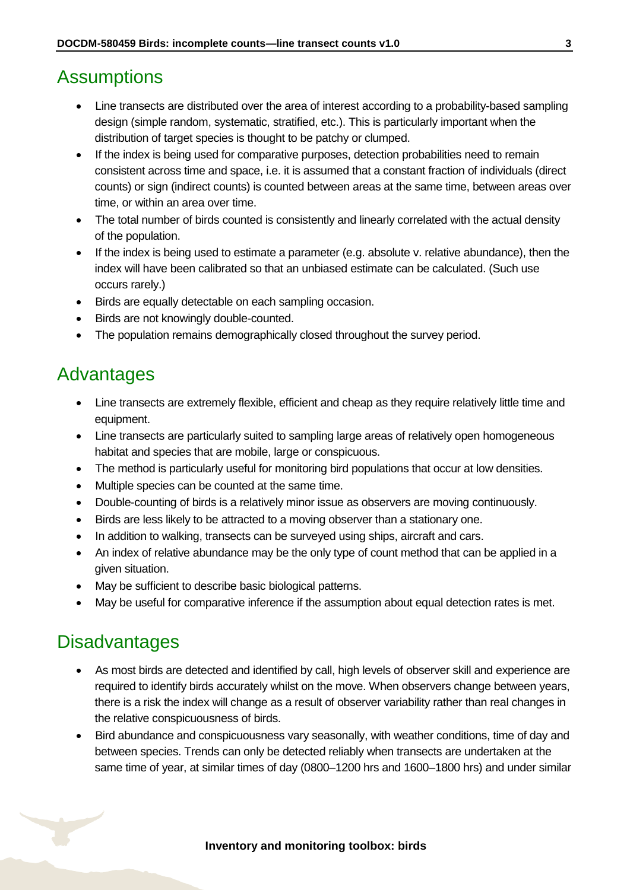## Assumptions

- Line transects are distributed over the area of interest according to a probability-based sampling design (simple random, systematic, stratified, etc.). This is particularly important when the distribution of target species is thought to be patchy or clumped.
- If the index is being used for comparative purposes, detection probabilities need to remain consistent across time and space, i.e. it is assumed that a constant fraction of individuals (direct counts) or sign (indirect counts) is counted between areas at the same time, between areas over time, or within an area over time.
- The total number of birds counted is consistently and linearly correlated with the actual density of the population.
- If the index is being used to estimate a parameter (e.g. absolute v. relative abundance), then the index will have been calibrated so that an unbiased estimate can be calculated. (Such use occurs rarely.)
- Birds are equally detectable on each sampling occasion.
- Birds are not knowingly double-counted.
- The population remains demographically closed throughout the survey period.

## Advantages

- Line transects are extremely flexible, efficient and cheap as they require relatively little time and equipment.
- Line transects are particularly suited to sampling large areas of relatively open homogeneous habitat and species that are mobile, large or conspicuous.
- The method is particularly useful for monitoring bird populations that occur at low densities.
- Multiple species can be counted at the same time.
- Double-counting of birds is a relatively minor issue as observers are moving continuously.
- Birds are less likely to be attracted to a moving observer than a stationary one.
- In addition to walking, transects can be surveyed using ships, aircraft and cars.
- An index of relative abundance may be the only type of count method that can be applied in a given situation.
- May be sufficient to describe basic biological patterns.
- May be useful for comparative inference if the assumption about equal detection rates is met.

## Disadvantages

- As most birds are detected and identified by call, high levels of observer skill and experience are required to identify birds accurately whilst on the move. When observers change between years, there is a risk the index will change as a result of observer variability rather than real changes in the relative conspicuousness of birds.
- Bird abundance and conspicuousness vary seasonally, with weather conditions, time of day and between species. Trends can only be detected reliably when transects are undertaken at the same time of year, at similar times of day (0800–1200 hrs and 1600–1800 hrs) and under similar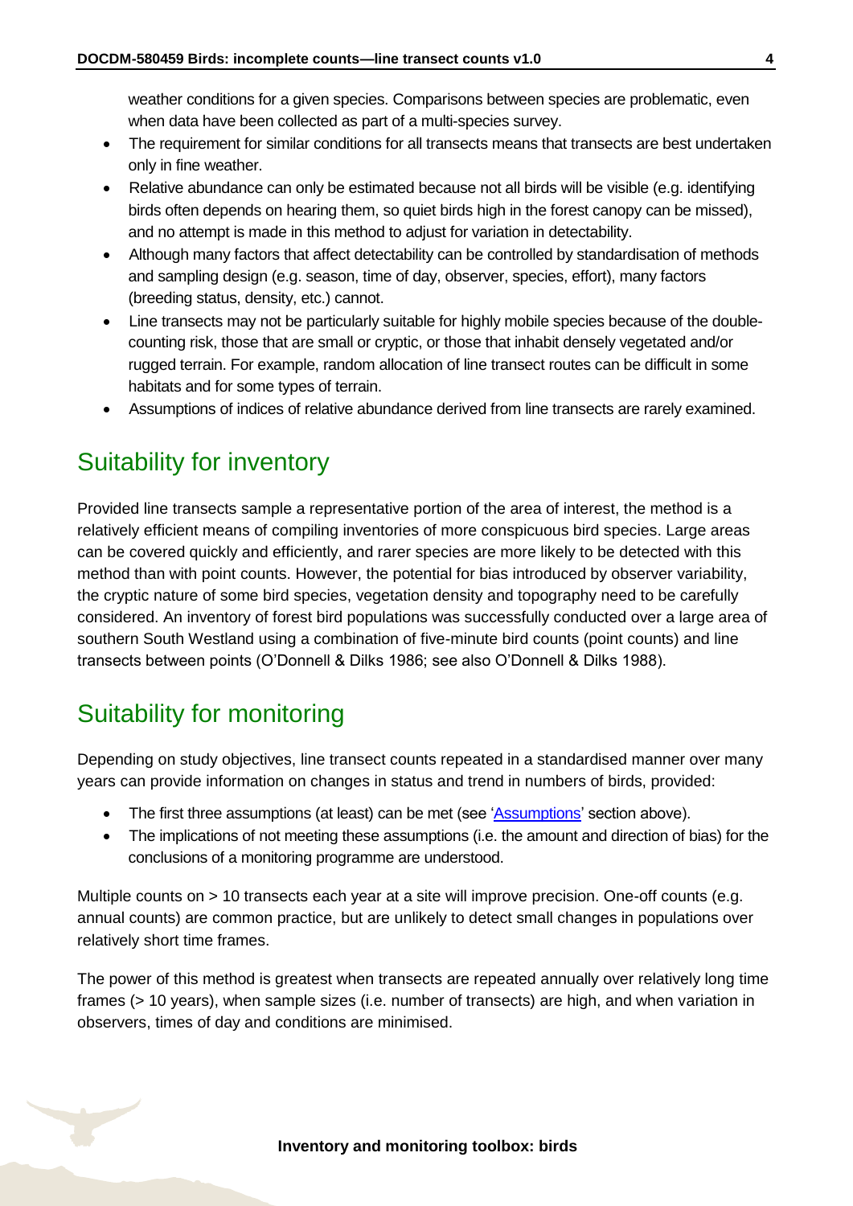weather conditions for a given species. Comparisons between species are problematic, even when data have been collected as part of a multi-species survey.

- The requirement for similar conditions for all transects means that transects are best undertaken only in fine weather.
- Relative abundance can only be estimated because not all birds will be visible (e.g. identifying birds often depends on hearing them, so quiet birds high in the forest canopy can be missed), and no attempt is made in this method to adjust for variation in detectability.
- Although many factors that affect detectability can be controlled by standardisation of methods and sampling design (e.g. season, time of day, observer, species, effort), many factors (breeding status, density, etc.) cannot.
- Line transects may not be particularly suitable for highly mobile species because of the double-counting risk, those that are small or cryptic, or those that inhabit densely vegetated and/or rugged terrain. For example, random allocation of line transect routes can be difficult in some habitats and for some types of terrain.
- Assumptions of indices of relative abundance derived from line transects are rarely examined.

## Suitability for inventory

Provided line transects sample a representative portion of the area of interest, the method is a relatively efficient means of compiling inventories of more conspicuous bird species. Large areas can be covered quickly and efficiently, and rarer species are more likely to be detected with this method than with point counts. However, the potential for bias introduced by observer variability, the cryptic nature of some bird species, vegetation density and topography need to be carefully considered. An inventory of forest bird populations was successfully conducted over a large area of southern South Westland using a combination of five-minute bird counts (point counts) and line transects between points (O'Donnell & Dilks 1986; see also O'Donnell & Dilks 1988).

## Suitability for monitoring

Depending on study objectives, line transect counts repeated in a standardised manner over many years can provide information on changes in status and trend in numbers of birds, provided:

- The first three assumptions (at least) can be met (see 'Assumptions' section above).
- The implications of not meeting these assumptions (i.e. the amount and direction of bias) for the conclusions of a monitoring programme are understood.

Multiple counts on > 10 transects each year at a site will improve precision. One-off counts (e.g. annual counts) are common practice, but are unlikely to detect small changes in populations over relatively short time frames.

The power of this method is greatest when transects are repeated annually over relatively long time frames (> 10 years), when sample sizes (i.e. number of transects) are high, and when variation in observers, times of day and conditions are minimised.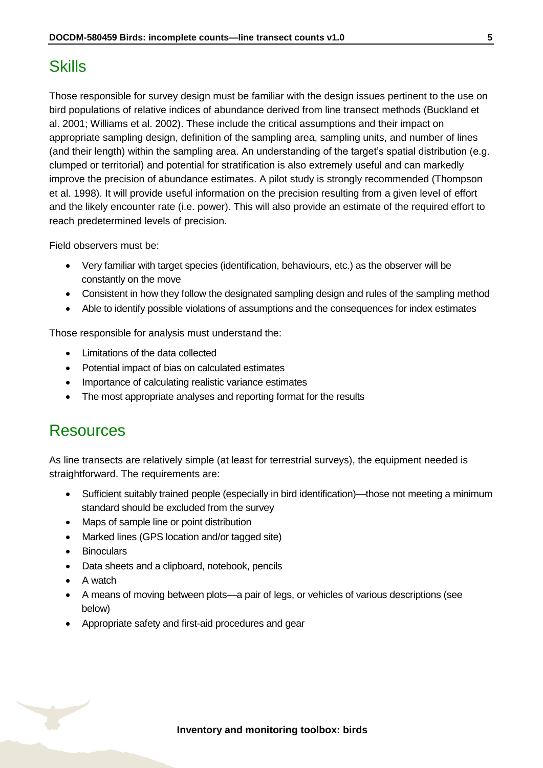## Skills

Those responsible for survey design must be familiar with the design issues pertinent to the use on bird populations of relative indices of abundance derived from line transect methods (Buckland et al. 2001; Williams et al. 2002). These include the critical assumptions and their impact on appropriate sampling design, definition of the sampling area, sampling units, and number of lines (and their length) within the sampling area. An understanding of the target's spatial distribution (e.g. clumped or territorial) and potential for stratification is also extremely useful and can markedly improve the precision of abundance estimates. A pilot study is strongly recommended (Thompson et al. 1998). It will provide useful information on the precision resulting from a given level of effort and the likely encounter rate (i.e. power). This will also provide an estimate of the required effort to reach predetermined levels of precision.

Field observers must be:

- Very familiar with target species (identification, behaviours, etc.) as the observer will be constantly on the move
- Consistent in how they follow the designated sampling design and rules of the sampling method
- Able to identify possible violations of assumptions and the consequences for index estimates

Those responsible for analysis must understand the:

- Limitations of the data collected
- Potential impact of bias on calculated estimates
- Importance of calculating realistic variance estimates
- The most appropriate analyses and reporting format for the results

## Resources

As line transects are relatively simple (at least for terrestrial surveys), the equipment needed is straightforward. The requirements are:

- Sufficient suitably trained people (especially in bird identification)—those not meeting a minimum standard should be excluded from the survey
- Maps of sample line or point distribution
- Marked lines (GPS location and/or tagged site)
- Binoculars
- Data sheets and a clipboard, notebook, pencils
- A watch
- A means of moving between plots—a pair of legs, or vehicles of various descriptions (see below)
- Appropriate safety and first-aid procedures and gear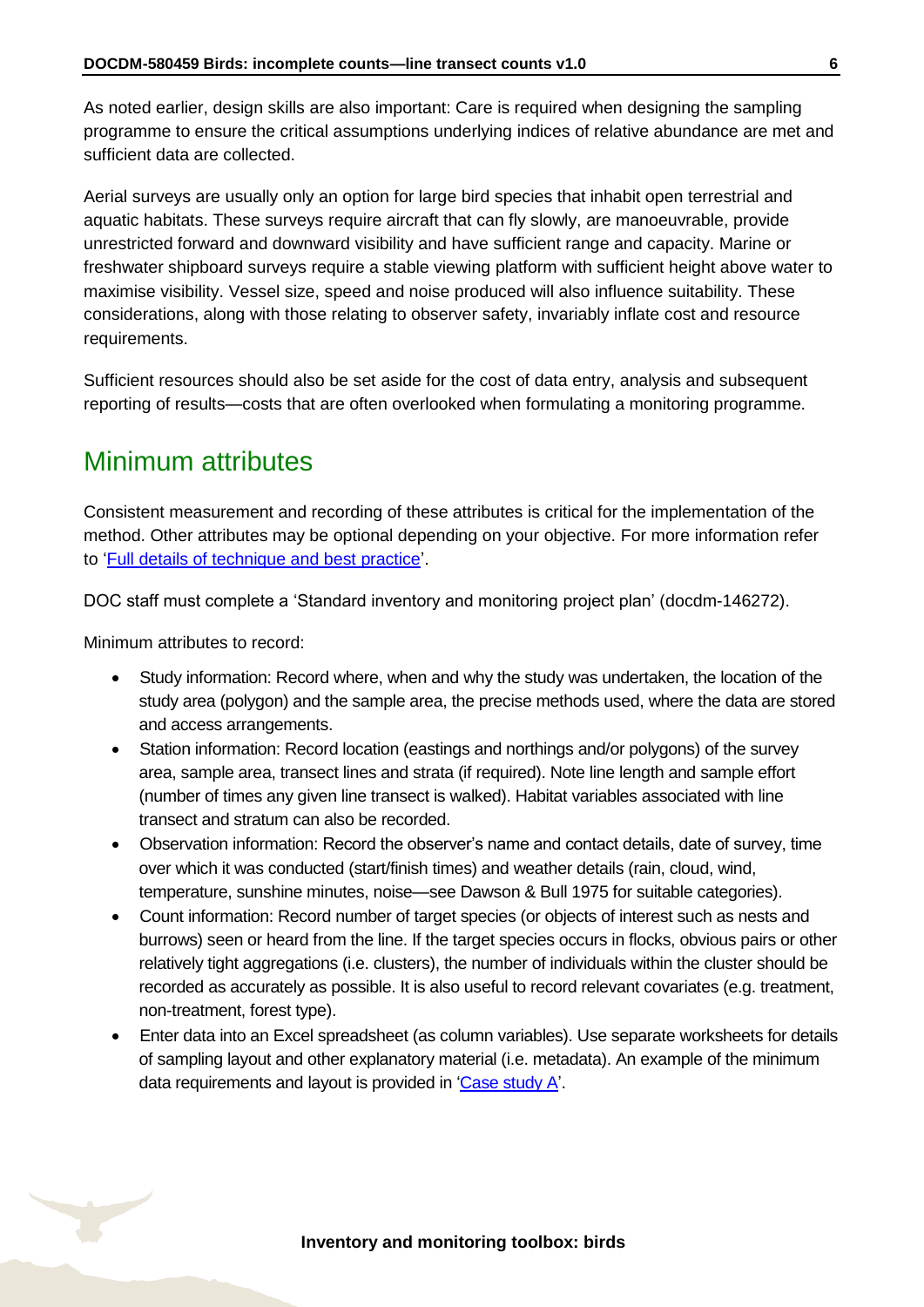As noted earlier, design skills are also important: Care is required when designing the sampling programme to ensure the critical assumptions underlying indices of relative abundance are met and sufficient data are collected.

Aerial surveys are usually only an option for large bird species that inhabit open terrestrial and aquatic habitats. These surveys require aircraft that can fly slowly, are manoeuvrable, provide unrestricted forward and downward visibility and have sufficient range and capacity. Marine or freshwater shipboard surveys require a stable viewing platform with sufficient height above water to maximise visibility. Vessel size, speed and noise produced will also influence suitability. These considerations, along with those relating to observer safety, invariably inflate cost and resource requirements.

Sufficient resources should also be set aside for the cost of data entry, analysis and subsequent reporting of results—costs that are often overlooked when formulating a monitoring programme.

## Minimum attributes

Consistent measurement and recording of these attributes is critical for the implementation of the method. Other attributes may be optional depending on your objective. For more information refer to 'Full details of technique and best practice'.

DOC staff must complete a 'Standard inventory and monitoring project plan' (docdm-146272).

Minimum attributes to record:

- Study information: Record where, when and why the study was undertaken, the location of the study area (polygon) and the sample area, the precise methods used, where the data are stored and access arrangements.
- Station information: Record location (eastings and northings and/or polygons) of the survey area, sample area, transect lines and strata (if required). Note line length and sample effort (number of times any given line transect is walked). Habitat variables associated with line transect and stratum can also be recorded.
- Observation information: Record the observer's name and contact details, date of survey, time over which it was conducted (start/finish times) and weather details (rain, cloud, wind, temperature, sunshine minutes, noise—see Dawson & Bull 1975 for suitable categories).
- Count information: Record number of target species (or objects of interest such as nests and burrows) seen or heard from the line. If the target species occurs in flocks, obvious pairs or other relatively tight aggregations (i.e. clusters), the number of individuals within the cluster should be recorded as accurately as possible. It is also useful to record relevant covariates (e.g. treatment, non-treatment, forest type).
- Enter data into an Excel spreadsheet (as column variables). Use separate worksheets for details of sampling layout and other explanatory material (i.e. metadata). An example of the minimum data requirements and layout is provided in 'Case study A'.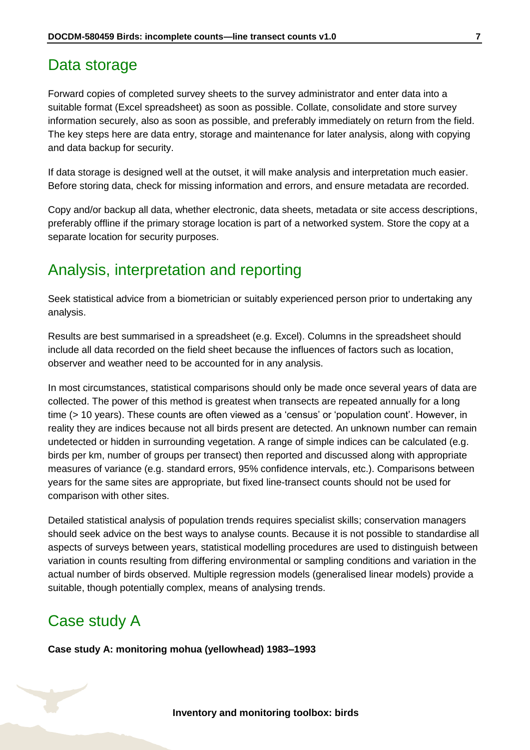## Data storage

Forward copies of completed survey sheets to the survey administrator and enter data into a suitable format (Excel spreadsheet) as soon as possible. Collate, consolidate and store survey information securely, also as soon as possible, and preferably immediately on return from the field. The key steps here are data entry, storage and maintenance for later analysis, along with copying and data backup for security.

If data storage is designed well at the outset, it will make analysis and interpretation much easier. Before storing data, check for missing information and errors, and ensure metadata are recorded.

Copy and/or backup all data, whether electronic, data sheets, metadata or site access descriptions, preferably offline if the primary storage location is part of a networked system. Store the copy at a separate location for security purposes.

## Analysis, interpretation and reporting

Seek statistical advice from a biometrician or suitably experienced person prior to undertaking any analysis.

Results are best summarised in a spreadsheet (e.g. Excel). Columns in the spreadsheet should include all data recorded on the field sheet because the influences of factors such as location, observer and weather need to be accounted for in any analysis.

In most circumstances, statistical comparisons should only be made once several years of data are collected. The power of this method is greatest when transects are repeated annually for a long time (> 10 years). These counts are often viewed as a 'census' or 'population count'. However, in reality they are indices because not all birds present are detected. An unknown number can remain undetected or hidden in surrounding vegetation. A range of simple indices can be calculated (e.g. birds per km, number of groups per transect) then reported and discussed along with appropriate measures of variance (e.g. standard errors, 95% confidence intervals, etc.). Comparisons between years for the same sites are appropriate, but fixed line-transect counts should not be used for comparison with other sites.

Detailed statistical analysis of population trends requires specialist skills; conservation managers should seek advice on the best ways to analyse counts. Because it is not possible to standardise all aspects of surveys between years, statistical modelling procedures are used to distinguish between variation in counts resulting from differing environmental or sampling conditions and variation in the actual number of birds observed. Multiple regression models (generalised linear models) provide a suitable, though potentially complex, means of analysing trends.

## Case study A

**Case study A: monitoring mohua (yellowhead) 1983–1993**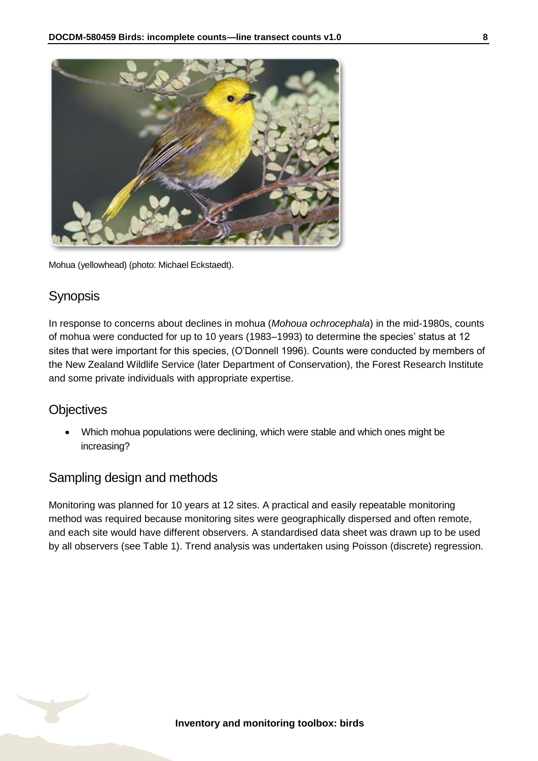Mohua (yellowhead) (photo: Michael Eckstaedt).

## Synopsis

In response to concerns about declines in mohua (*Mohoua ochrocephala*) in the mid-1980s, counts of mohua were conducted for up to 10 years (1983–1993) to determine the species' status at 12 sites that were important for this species, (O'Donnell 1996). Counts were conducted by members of the New Zealand Wildlife Service (later Department of Conservation), the Forest Research Institute and some private individuals with appropriate expertise.

## Objectives

- Which mohua populations were declining, which were stable and which ones might be increasing?

## Sampling design and methods

Monitoring was planned for 10 years at 12 sites. A practical and easily repeatable monitoring method was required because monitoring sites were geographically dispersed and often remote, and each site would have different observers. A standardised data sheet was drawn up to be used by all observers (see Table 1). Trend analysis was undertaken using Poisson (discrete) regression.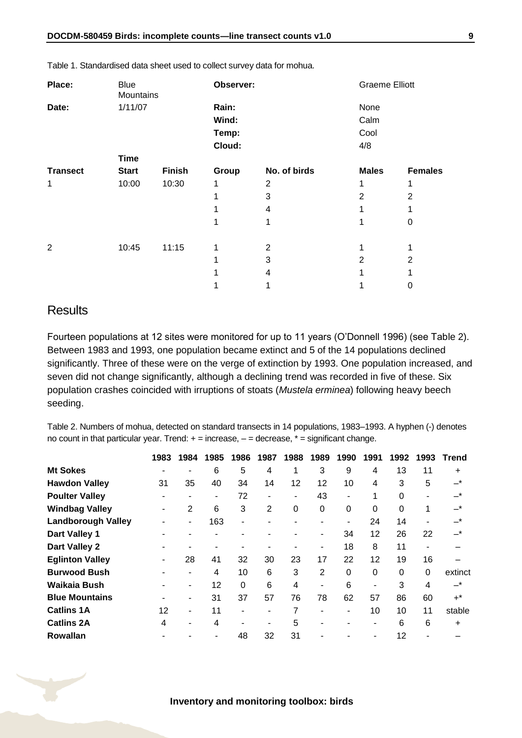Table 1. Standardised data sheet used to collect survey data for mohua.

| **Place:** | Blue Mountains | | **Observer:** | | Graeme Elliott | |
|---|---|---|---|---|---|---|
| **Date:** | 1/11/07 | | **Rain:** | | None | |
| | | | **Wind:** | | Calm | |
| | | | **Temp:** | | Cool | |
| | | | **Cloud:** | | 4/8 | |
| | **Time** | | | | | |
| **Transect** | **Start** | **Finish** | **Group** | **No. of birds** | **Males** | **Females** |
| 1 | 10:00 | 10:30 | 1 | 2 | 1 | 1 |
| | | | 1 | 3 | 2 | 2 |
| | | | 1 | 4 | 1 | 1 |
| | | | 1 | 1 | 1 | 0 |
| 2 | 10:45 | 11:15 | 1 | 2 | 1 | 1 |
| | | | 1 | 3 | 2 | 2 |
| | | | 1 | 4 | 1 | 1 |
| | | | 1 | 1 | 1 | 0 |

## Results

Fourteen populations at 12 sites were monitored for up to 11 years (O'Donnell 1996) (see Table 2). Between 1983 and 1993, one population became extinct and 5 of the 14 populations declined significantly. Three of these were on the verge of extinction by 1993. One population increased, and seven did not change significantly, although a declining trend was recorded in five of these. Six population crashes coincided with irruptions of stoats (*Mustela erminea*) following heavy beech seeding.

Table 2. Numbers of mohua, detected on standard transects in 14 populations, 1983–1993. A hyphen (-) denotes no count in that particular year. Trend: + = increase, – = decrease, * = significant change.

| | 1983 | 1984 | 1985 | 1986 | 1987 | 1988 | 1989 | 1990 | 1991 | 1992 | 1993 | Trend |
|---|---|---|---|---|---|---|---|---|---|---|---|---|
| **Mt Sokes** | - | - | 6 | 5 | 4 | 1 | 3 | 9 | 4 | 13 | 11 | + |
| **Hawdon Valley** | 31 | 35 | 40 | 34 | 14 | 12 | 12 | 10 | 4 | 3 | 5 | –* |
| **Poulter Valley** | - | - | - | 72 | - | - | 43 | - | 1 | 0 | - | –* |
| **Windbag Valley** | - | 2 | 6 | 3 | 2 | 0 | 0 | 0 | 0 | 0 | 1 | –* |
| **Landborough Valley** | - | - | 163 | - | - | - | - | - | 24 | 14 | - | –* |
| **Dart Valley 1** | - | - | - | - | - | - | - | 34 | 12 | 26 | 22 | –* |
| **Dart Valley 2** | - | - | - | - | - | - | - | 18 | 8 | 11 | - | – |
| **Eglinton Valley** | - | 28 | 41 | 32 | 30 | 23 | 17 | 22 | 12 | 19 | 16 | – |
| **Burwood Bush** | - | - | 4 | 10 | 6 | 3 | 2 | 0 | 0 | 0 | 0 | extinct |
| **Waikaia Bush** | - | - | 12 | 0 | 6 | 4 | - | 6 | - | 3 | 4 | –* |
| **Blue Mountains** | - | - | 31 | 37 | 57 | 76 | 78 | 62 | 57 | 86 | 60 | +* |
| **Catlins 1A** | 12 | - | 11 | - | - | 7 | - | - | 10 | 10 | 11 | stable |
| **Catlins 2A** | 4 | - | 4 | - | - | 5 | - | - | - | 6 | 6 | + |
| **Rowallan** | - | - | - | 48 | 32 | 31 | - | - | - | 12 | - | – |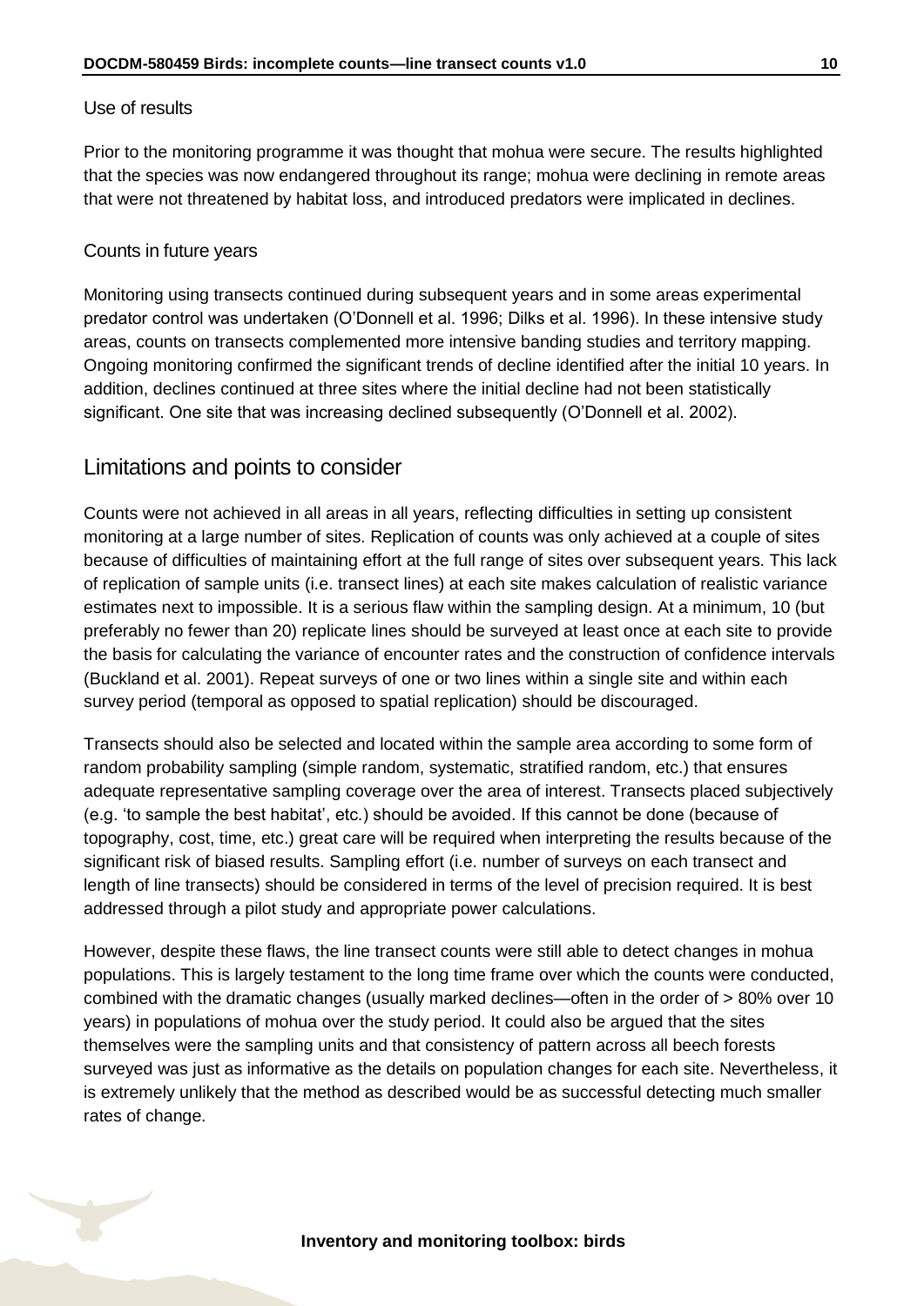### Use of results

Prior to the monitoring programme it was thought that mohua were secure. The results highlighted that the species was now endangered throughout its range; mohua were declining in remote areas that were not threatened by habitat loss, and introduced predators were implicated in declines.

### Counts in future years

Monitoring using transects continued during subsequent years and in some areas experimental predator control was undertaken (O'Donnell et al. 1996; Dilks et al. 1996). In these intensive study areas, counts on transects complemented more intensive banding studies and territory mapping. Ongoing monitoring confirmed the significant trends of decline identified after the initial 10 years. In addition, declines continued at three sites where the initial decline had not been statistically significant. One site that was increasing declined subsequently (O'Donnell et al. 2002).

## Limitations and points to consider

Counts were not achieved in all areas in all years, reflecting difficulties in setting up consistent monitoring at a large number of sites. Replication of counts was only achieved at a couple of sites because of difficulties of maintaining effort at the full range of sites over subsequent years. This lack of replication of sample units (i.e. transect lines) at each site makes calculation of realistic variance estimates next to impossible. It is a serious flaw within the sampling design. At a minimum, 10 (but preferably no fewer than 20) replicate lines should be surveyed at least once at each site to provide the basis for calculating the variance of encounter rates and the construction of confidence intervals (Buckland et al. 2001). Repeat surveys of one or two lines within a single site and within each survey period (temporal as opposed to spatial replication) should be discouraged.

Transects should also be selected and located within the sample area according to some form of random probability sampling (simple random, systematic, stratified random, etc.) that ensures adequate representative sampling coverage over the area of interest. Transects placed subjectively (e.g. 'to sample the best habitat', etc.) should be avoided. If this cannot be done (because of topography, cost, time, etc.) great care will be required when interpreting the results because of the significant risk of biased results. Sampling effort (i.e. number of surveys on each transect and length of line transects) should be considered in terms of the level of precision required. It is best addressed through a pilot study and appropriate power calculations.

However, despite these flaws, the line transect counts were still able to detect changes in mohua populations. This is largely testament to the long time frame over which the counts were conducted, combined with the dramatic changes (usually marked declines—often in the order of > 80% over 10 years) in populations of mohua over the study period. It could also be argued that the sites themselves were the sampling units and that consistency of pattern across all beech forests surveyed was just as informative as the details on population changes for each site. Nevertheless, it is extremely unlikely that the method as described would be as successful detecting much smaller rates of change.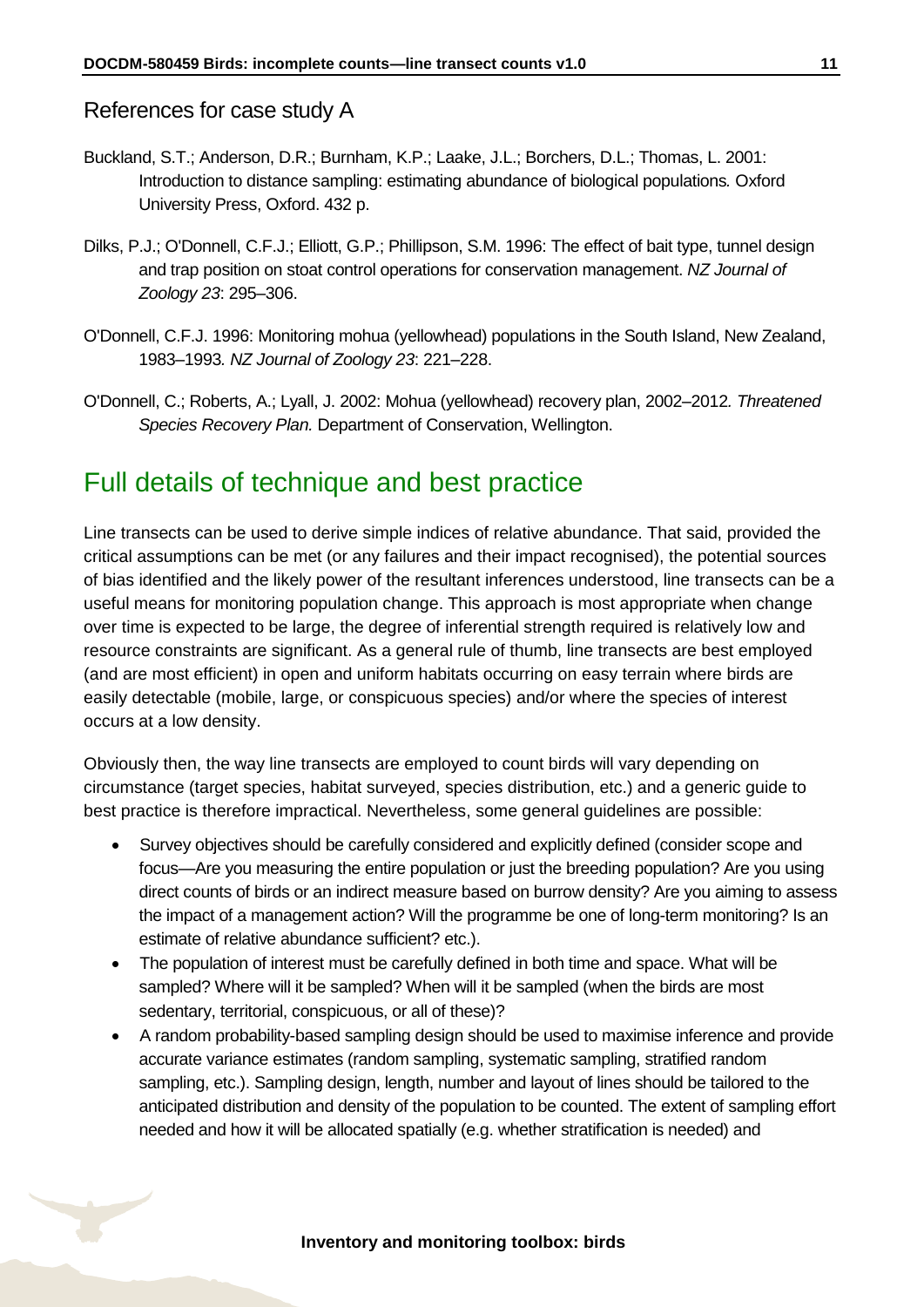## References for case study A

Buckland, S.T.; Anderson, D.R.; Burnham, K.P.; Laake, J.L.; Borchers, D.L.; Thomas, L. 2001: Introduction to distance sampling: estimating abundance of biological populations*.* Oxford University Press, Oxford. 432 p.

Dilks, P.J.; O'Donnell, C.F.J.; Elliott, G.P.; Phillipson, S.M. 1996: The effect of bait type, tunnel design and trap position on stoat control operations for conservation management. *NZ Journal of Zoology 23*: 295–306.

O'Donnell, C.F.J. 1996: Monitoring mohua (yellowhead) populations in the South Island, New Zealand, 1983–1993*. NZ Journal of Zoology 23*: 221–228.

O'Donnell, C.; Roberts, A.; Lyall, J. 2002: Mohua (yellowhead) recovery plan, 2002–2012*. Threatened Species Recovery Plan.* Department of Conservation, Wellington.

# Full details of technique and best practice

Line transects can be used to derive simple indices of relative abundance. That said, provided the critical assumptions can be met (or any failures and their impact recognised), the potential sources of bias identified and the likely power of the resultant inferences understood, line transects can be a useful means for monitoring population change. This approach is most appropriate when change over time is expected to be large, the degree of inferential strength required is relatively low and resource constraints are significant. As a general rule of thumb, line transects are best employed (and are most efficient) in open and uniform habitats occurring on easy terrain where birds are easily detectable (mobile, large, or conspicuous species) and/or where the species of interest occurs at a low density.

Obviously then, the way line transects are employed to count birds will vary depending on circumstance (target species, habitat surveyed, species distribution, etc.) and a generic guide to best practice is therefore impractical. Nevertheless, some general guidelines are possible:

- Survey objectives should be carefully considered and explicitly defined (consider scope and focus—Are you measuring the entire population or just the breeding population? Are you using direct counts of birds or an indirect measure based on burrow density? Are you aiming to assess the impact of a management action? Will the programme be one of long-term monitoring? Is an estimate of relative abundance sufficient? etc.).
- The population of interest must be carefully defined in both time and space. What will be sampled? Where will it be sampled? When will it be sampled (when the birds are most sedentary, territorial, conspicuous, or all of these)?
- A random probability-based sampling design should be used to maximise inference and provide accurate variance estimates (random sampling, systematic sampling, stratified random sampling, etc.). Sampling design, length, number and layout of lines should be tailored to the anticipated distribution and density of the population to be counted. The extent of sampling effort needed and how it will be allocated spatially (e.g. whether stratification is needed) and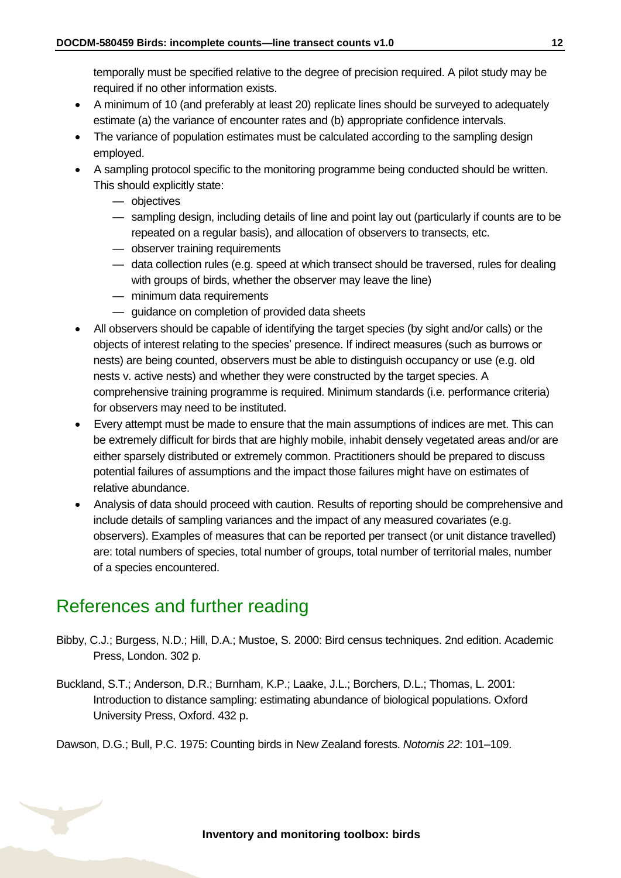temporally must be specified relative to the degree of precision required. A pilot study may be required if no other information exists.

- A minimum of 10 (and preferably at least 20) replicate lines should be surveyed to adequately estimate (a) the variance of encounter rates and (b) appropriate confidence intervals.
- The variance of population estimates must be calculated according to the sampling design employed.
- A sampling protocol specific to the monitoring programme being conducted should be written. This should explicitly state:
  - objectives
  - sampling design, including details of line and point lay out (particularly if counts are to be repeated on a regular basis), and allocation of observers to transects, etc.
  - observer training requirements
  - data collection rules (e.g. speed at which transect should be traversed, rules for dealing with groups of birds, whether the observer may leave the line)
  - minimum data requirements
  - guidance on completion of provided data sheets
- All observers should be capable of identifying the target species (by sight and/or calls) or the objects of interest relating to the species' presence. If indirect measures (such as burrows or nests) are being counted, observers must be able to distinguish occupancy or use (e.g. old nests v. active nests) and whether they were constructed by the target species. A comprehensive training programme is required. Minimum standards (i.e. performance criteria) for observers may need to be instituted.
- Every attempt must be made to ensure that the main assumptions of indices are met. This can be extremely difficult for birds that are highly mobile, inhabit densely vegetated areas and/or are either sparsely distributed or extremely common. Practitioners should be prepared to discuss potential failures of assumptions and the impact those failures might have on estimates of relative abundance.
- Analysis of data should proceed with caution. Results of reporting should be comprehensive and include details of sampling variances and the impact of any measured covariates (e.g. observers). Examples of measures that can be reported per transect (or unit distance travelled) are: total numbers of species, total number of groups, total number of territorial males, number of a species encountered.

## References and further reading

Bibby, C.J.; Burgess, N.D.; Hill, D.A.; Mustoe, S. 2000: Bird census techniques. 2nd edition. Academic Press, London. 302 p.

Buckland, S.T.; Anderson, D.R.; Burnham, K.P.; Laake, J.L.; Borchers, D.L.; Thomas, L. 2001: Introduction to distance sampling: estimating abundance of biological populations. Oxford University Press, Oxford. 432 p.

Dawson, D.G.; Bull, P.C. 1975: Counting birds in New Zealand forests. *Notornis 22*: 101–109.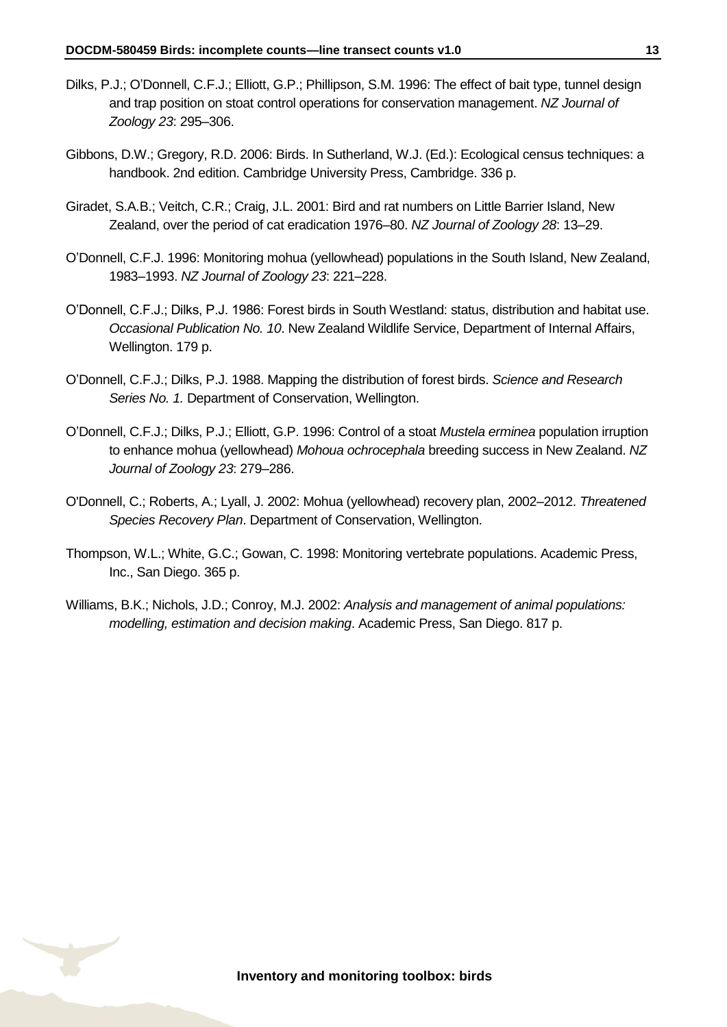Dilks, P.J.; O'Donnell, C.F.J.; Elliott, G.P.; Phillipson, S.M. 1996: The effect of bait type, tunnel design and trap position on stoat control operations for conservation management. *NZ Journal of Zoology 23*: 295–306.

Gibbons, D.W.; Gregory, R.D. 2006: Birds. In Sutherland, W.J. (Ed.): Ecological census techniques: a handbook. 2nd edition. Cambridge University Press, Cambridge. 336 p.

Giradet, S.A.B.; Veitch, C.R.; Craig, J.L. 2001: Bird and rat numbers on Little Barrier Island, New Zealand, over the period of cat eradication 1976–80. *NZ Journal of Zoology 28*: 13–29.

O'Donnell, C.F.J. 1996: Monitoring mohua (yellowhead) populations in the South Island, New Zealand, 1983–1993. *NZ Journal of Zoology 23*: 221–228.

O'Donnell, C.F.J.; Dilks, P.J. 1986: Forest birds in South Westland: status, distribution and habitat use. *Occasional Publication No. 10*. New Zealand Wildlife Service, Department of Internal Affairs, Wellington. 179 p.

O'Donnell, C.F.J.; Dilks, P.J. 1988. Mapping the distribution of forest birds. *Science and Research Series No. 1.* Department of Conservation, Wellington.

O'Donnell, C.F.J.; Dilks, P.J.; Elliott, G.P. 1996: Control of a stoat *Mustela erminea* population irruption to enhance mohua (yellowhead) *Mohoua ochrocephala* breeding success in New Zealand. *NZ Journal of Zoology 23*: 279–286.

O'Donnell, C.; Roberts, A.; Lyall, J. 2002: Mohua (yellowhead) recovery plan, 2002–2012. *Threatened Species Recovery Plan*. Department of Conservation, Wellington.

Thompson, W.L.; White, G.C.; Gowan, C. 1998: Monitoring vertebrate populations. Academic Press, Inc., San Diego. 365 p.

Williams, B.K.; Nichols, J.D.; Conroy, M.J. 2002: *Analysis and management of animal populations: modelling, estimation and decision making*. Academic Press, San Diego. 817 p.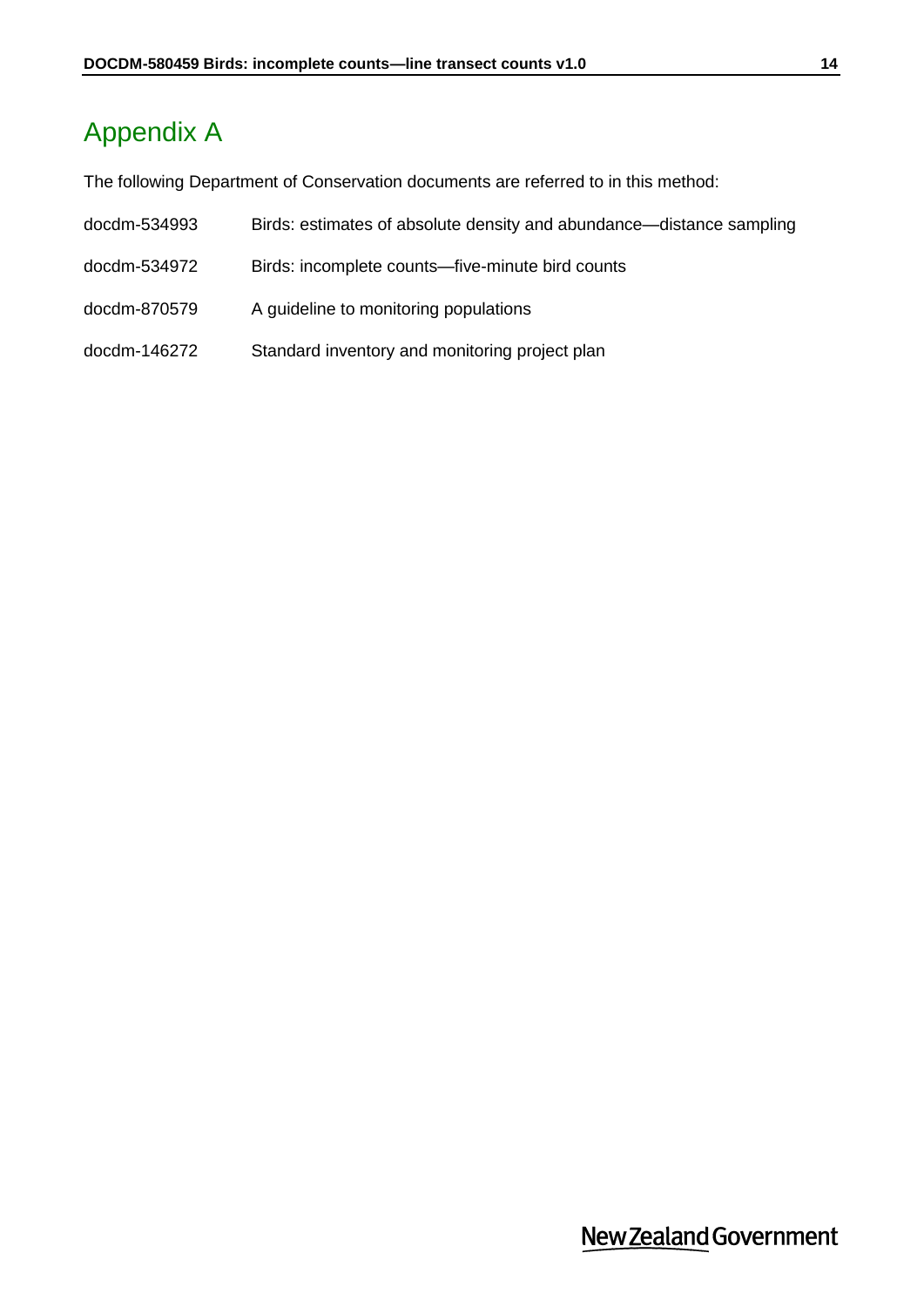# Appendix A

The following Department of Conservation documents are referred to in this method:

| | |
|---|---|
| docdm-534993 | Birds: estimates of absolute density and abundance—distance sampling |
| docdm-534972 | Birds: incomplete counts—five-minute bird counts |
| docdm-870579 | A guideline to monitoring populations |
| docdm-146272 | Standard inventory and monitoring project plan |

New Zealand Government